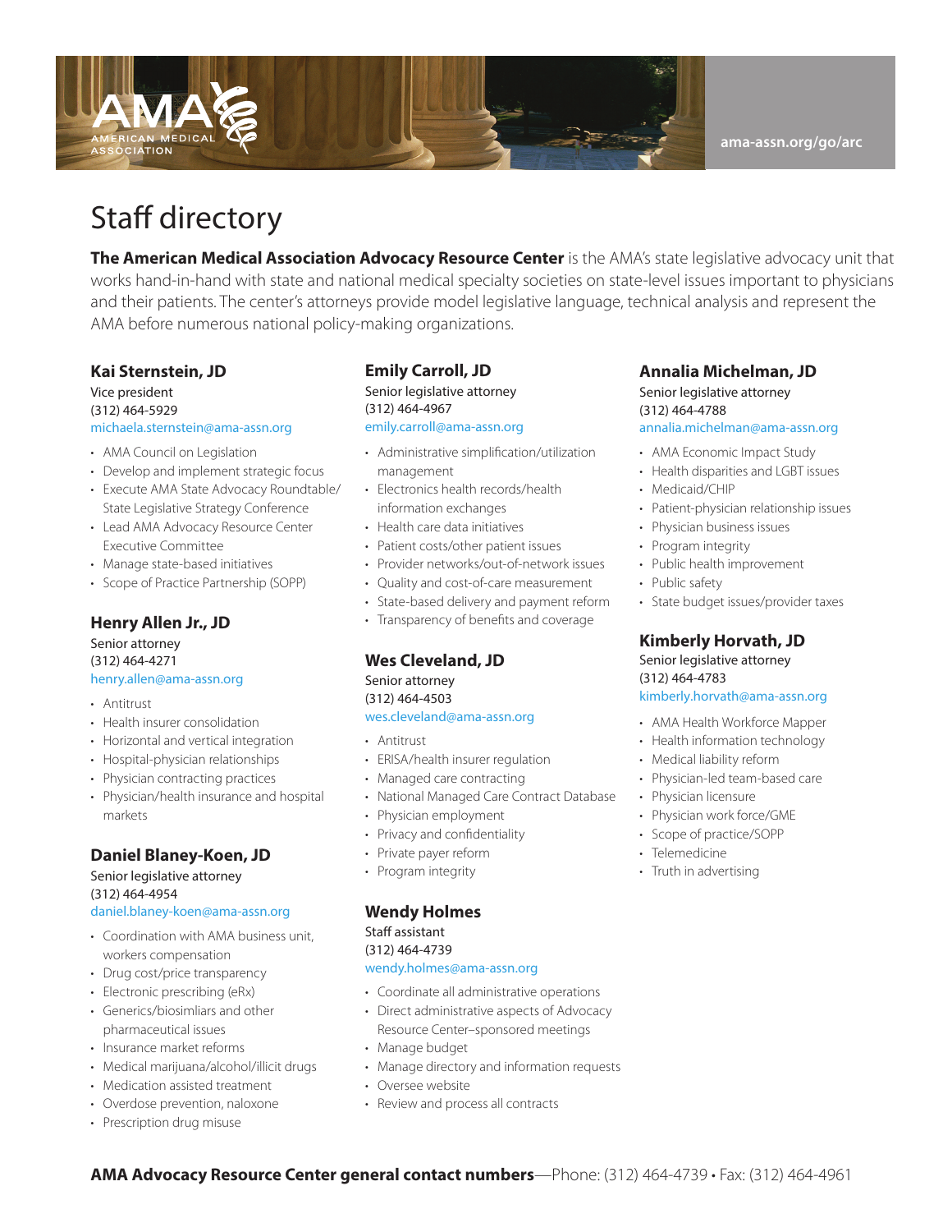ama-assn.org/go/arc

# Staff directory

**The American Medical Association Advocacy Resource Center** is the AMA's state legislative advocacy unit that works hand-in-hand with state and national medical specialty societies on state-level issues important to physicians and their patients. The center's attorneys provide model legislative language, technical analysis and represent the AMA before numerous national policy-making organizations.

### Kai Sternstein, JD

Vice president
(312) 464-5929
michaela.sternstein@ama-assn.org

- AMA Council on Legislation
- Develop and implement strategic focus
- Execute AMA State Advocacy Roundtable/ State Legislative Strategy Conference
- Lead AMA Advocacy Resource Center Executive Committee
- Manage state-based initiatives
- Scope of Practice Partnership (SOPP)

### Henry Allen Jr., JD

Senior attorney
(312) 464-4271
henry.allen@ama-assn.org

- Antitrust
- Health insurer consolidation
- Horizontal and vertical integration
- Hospital-physician relationships
- Physician contracting practices
- Physician/health insurance and hospital markets

### Daniel Blaney-Koen, JD

Senior legislative attorney
(312) 464-4954
daniel.blaney-koen@ama-assn.org

- Coordination with AMA business unit, workers compensation
- Drug cost/price transparency
- Electronic prescribing (eRx)
- Generics/biosimliars and other pharmaceutical issues
- Insurance market reforms
- Medical marijuana/alcohol/illicit drugs
- Medication assisted treatment
- Overdose prevention, naloxone
- Prescription drug misuse

### Emily Carroll, JD

Senior legislative attorney
(312) 464-4967
emily.carroll@ama-assn.org

- Administrative simplification/utilization management
- Electronics health records/health information exchanges
- Health care data initiatives
- Patient costs/other patient issues
- Provider networks/out-of-network issues
- Quality and cost-of-care measurement
- State-based delivery and payment reform
- Transparency of benefits and coverage

### Wes Cleveland, JD

Senior attorney
(312) 464-4503
wes.cleveland@ama-assn.org

- Antitrust
- ERISA/health insurer regulation
- Managed care contracting
- National Managed Care Contract Database
- Physician employment
- Privacy and confidentiality
- Private payer reform
- Program integrity

### Wendy Holmes

Staff assistant
(312) 464-4739
wendy.holmes@ama-assn.org

- Coordinate all administrative operations
- Direct administrative aspects of Advocacy Resource Center–sponsored meetings
- Manage budget
- Manage directory and information requests
- Oversee website
- Review and process all contracts

### Annalia Michelman, JD

Senior legislative attorney
(312) 464-4788
annalia.michelman@ama-assn.org

- AMA Economic Impact Study
- Health disparities and LGBT issues
- Medicaid/CHIP
- Patient-physician relationship issues
- Physician business issues
- Program integrity
- Public health improvement
- Public safety
- State budget issues/provider taxes

### Kimberly Horvath, JD

Senior legislative attorney
(312) 464-4783
kimberly.horvath@ama-assn.org

- AMA Health Workforce Mapper
- Health information technology
- Medical liability reform
- Physician-led team-based care
- Physician licensure
- Physician work force/GME
- Scope of practice/SOPP
- Telemedicine
- Truth in advertising

**AMA Advocacy Resource Center general contact numbers**—Phone: (312) 464-4739 • Fax: (312) 464-4961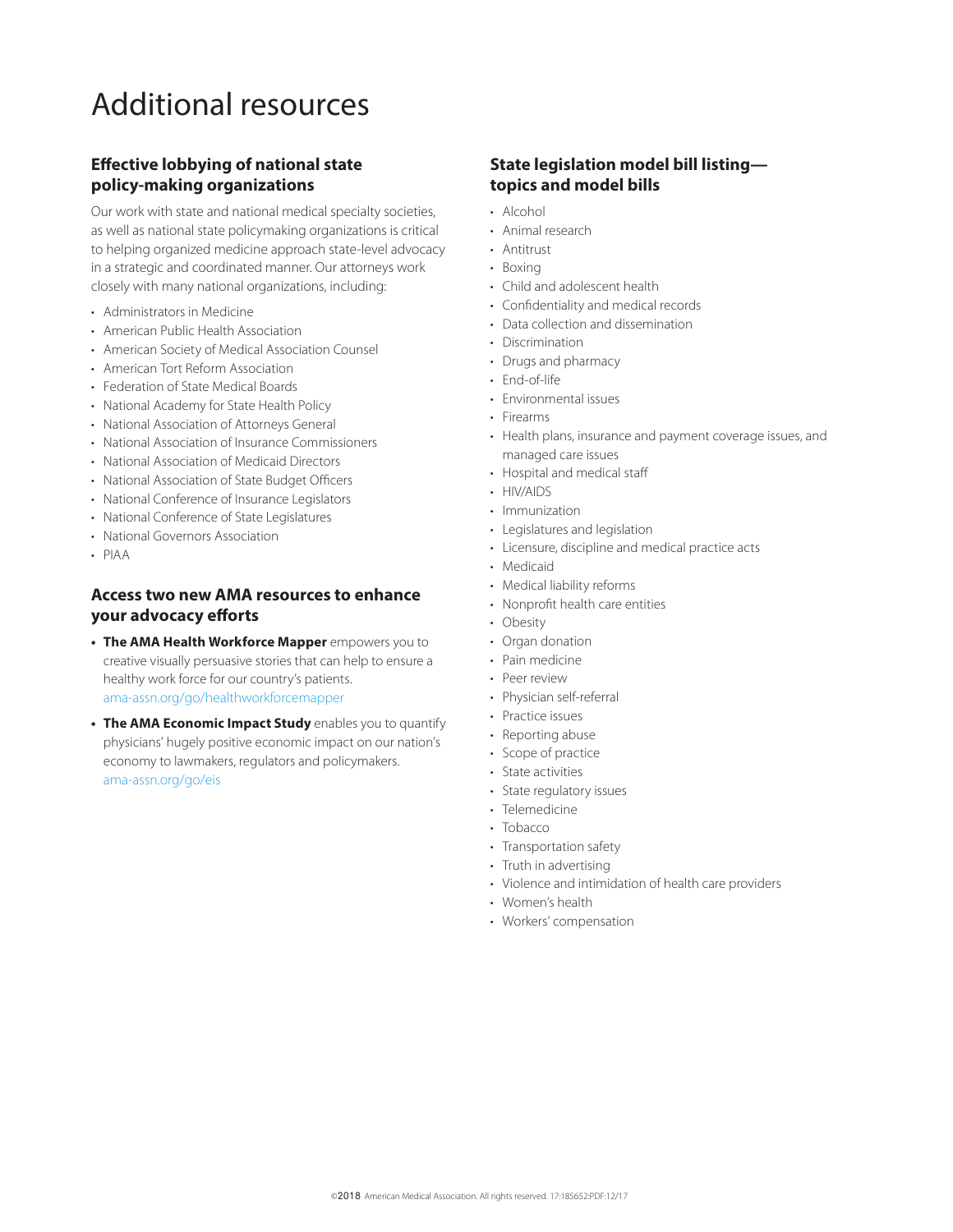# Additional resources

## Effective lobbying of national state policy-making organizations

Our work with state and national medical specialty societies, as well as national state policymaking organizations is critical to helping organized medicine approach state-level advocacy in a strategic and coordinated manner. Our attorneys work closely with many national organizations, including:

- Administrators in Medicine
- American Public Health Association
- American Society of Medical Association Counsel
- American Tort Reform Association
- Federation of State Medical Boards
- National Academy for State Health Policy
- National Association of Attorneys General
- National Association of Insurance Commissioners
- National Association of Medicaid Directors
- National Association of State Budget Officers
- National Conference of Insurance Legislators
- National Conference of State Legislatures
- National Governors Association
- PIAA

## Access two new AMA resources to enhance your advocacy efforts

- **The AMA Health Workforce Mapper** empowers you to creative visually persuasive stories that can help to ensure a healthy work force for our country's patients. ama-assn.org/go/healthworkforcemapper
- **The AMA Economic Impact Study** enables you to quantify physicians' hugely positive economic impact on our nation's economy to lawmakers, regulators and policymakers. ama-assn.org/go/eis

## State legislation model bill listing—topics and model bills

- Alcohol
- Animal research
- Antitrust
- Boxing
- Child and adolescent health
- Confidentiality and medical records
- Data collection and dissemination
- Discrimination
- Drugs and pharmacy
- End-of-life
- Environmental issues
- Firearms
- Health plans, insurance and payment coverage issues, and managed care issues
- Hospital and medical staff
- HIV/AIDS
- Immunization
- Legislatures and legislation
- Licensure, discipline and medical practice acts
- Medicaid
- Medical liability reforms
- Nonprofit health care entities
- Obesity
- Organ donation
- Pain medicine
- Peer review
- Physician self-referral
- Practice issues
- Reporting abuse
- Scope of practice
- State activities
- State regulatory issues
- Telemedicine
- Tobacco
- Transportation safety
- Truth in advertising
- Violence and intimidation of health care providers
- Women's health
- Workers' compensation

©2018 American Medical Association. All rights reserved. 17:185652:PDF:12/17